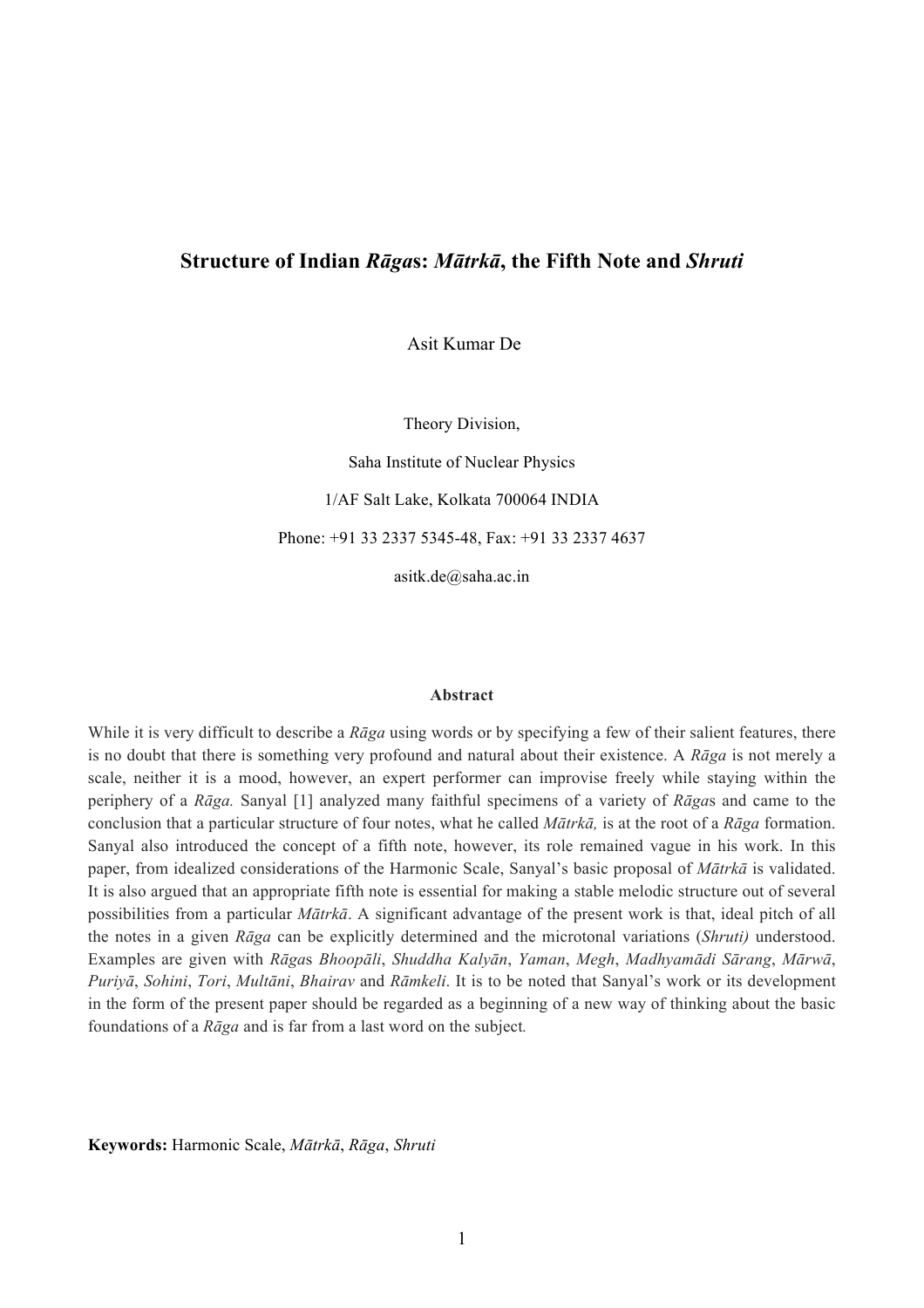# Structure of Indian *Rāga*s: *Mātrkā*, the Fifth Note and *Shruti*

Asit Kumar De

Theory Division,

Saha Institute of Nuclear Physics

1/AF Salt Lake, Kolkata 700064 INDIA

Phone: +91 33 2337 5345-48, Fax: +91 33 2337 4637

asitk.de@saha.ac.in

## Abstract

While it is very difficult to describe a *Rāga* using words or by specifying a few of their salient features, there is no doubt that there is something very profound and natural about their existence. A *Rāga* is not merely a scale, neither it is a mood, however, an expert performer can improvise freely while staying within the periphery of a *Rāga.* Sanyal [1] analyzed many faithful specimens of a variety of *Rāga*s and came to the conclusion that a particular structure of four notes, what he called *Mātrkā,* is at the root of a *Rāga* formation. Sanyal also introduced the concept of a fifth note, however, its role remained vague in his work. In this paper, from idealized considerations of the Harmonic Scale, Sanyal's basic proposal of *Mātrkā* is validated. It is also argued that an appropriate fifth note is essential for making a stable melodic structure out of several possibilities from a particular *Mātrkā*. A significant advantage of the present work is that, ideal pitch of all the notes in a given *Rāga* can be explicitly determined and the microtonal variations (*Shruti)* understood. Examples are given with *Rāga*s *Bhoopāli*, *Shuddha Kalyān*, *Yaman*, *Megh*, *Madhyamādi Sārang*, *Mārwā*, *Puriyā*, *Sohini*, *Tori*, *Multāni*, *Bhairav* and *Rāmkeli*. It is to be noted that Sanyal's work or its development in the form of the present paper should be regarded as a beginning of a new way of thinking about the basic foundations of a *Rāga* and is far from a last word on the subject*.*

**Keywords:** Harmonic Scale, *Mātrkā*, *Rāga*, *Shruti*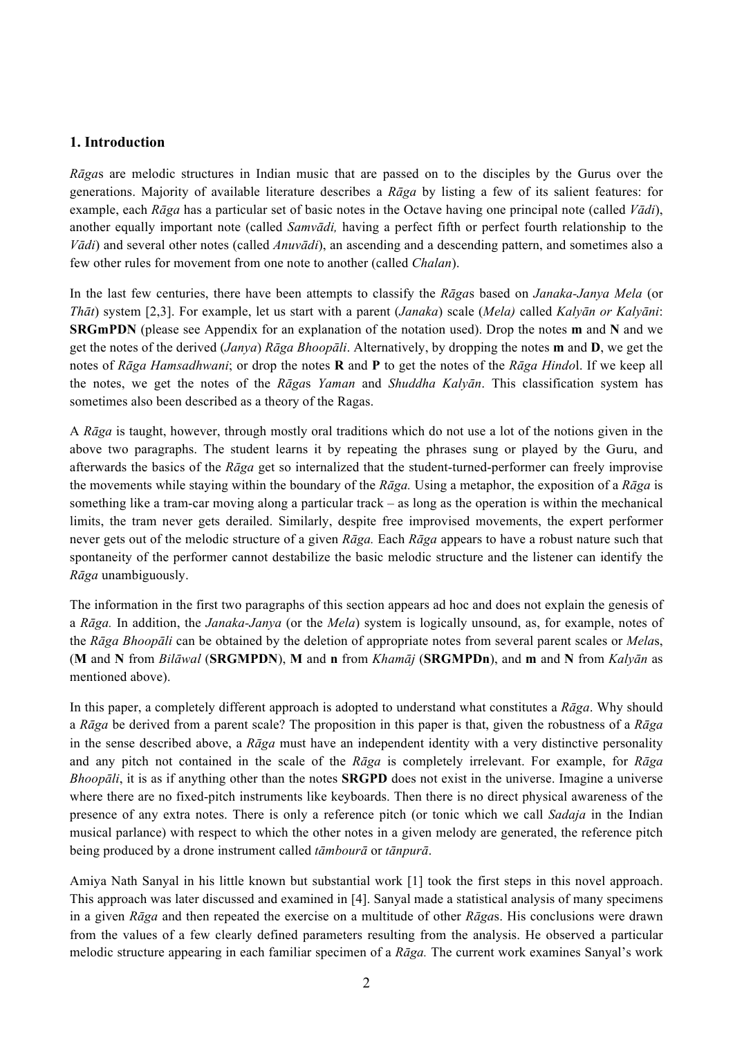## 1. Introduction

*Rāga*s are melodic structures in Indian music that are passed on to the disciples by the Gurus over the generations. Majority of available literature describes a *Rāga* by listing a few of its salient features: for example, each *Rāga* has a particular set of basic notes in the Octave having one principal note (called *Vādi*), another equally important note (called *Samvādi,* having a perfect fifth or perfect fourth relationship to the *Vādi*) and several other notes (called *Anuvādi*), an ascending and a descending pattern, and sometimes also a few other rules for movement from one note to another (called *Chalan*).

In the last few centuries, there have been attempts to classify the *Rāga*s based on *Janaka-Janya Mela* (or *Thāt*) system [2,3]. For example, let us start with a parent (*Janaka*) scale (*Mela)* called *Kalyān or Kalyāni*: **SRGmPDN** (please see Appendix for an explanation of the notation used). Drop the notes **m** and **N** and we get the notes of the derived (*Janya*) *Rāga Bhoopāli*. Alternatively, by dropping the notes **m** and **D**, we get the notes of *Rāga Hamsadhwani*; or drop the notes **R** and **P** to get the notes of the *Rāga Hindo*l. If we keep all the notes, we get the notes of the *Rāga*s *Yaman* and *Shuddha Kalyān*. This classification system has sometimes also been described as a theory of the Ragas.

A *Rāga* is taught, however, through mostly oral traditions which do not use a lot of the notions given in the above two paragraphs. The student learns it by repeating the phrases sung or played by the Guru, and afterwards the basics of the *Rāga* get so internalized that the student-turned-performer can freely improvise the movements while staying within the boundary of the *Rāga.* Using a metaphor, the exposition of a *Rāga* is something like a tram-car moving along a particular track – as long as the operation is within the mechanical limits, the tram never gets derailed. Similarly, despite free improvised movements, the expert performer never gets out of the melodic structure of a given *Rāga.* Each *Rāga* appears to have a robust nature such that spontaneity of the performer cannot destabilize the basic melodic structure and the listener can identify the *Rāga* unambiguously.

The information in the first two paragraphs of this section appears ad hoc and does not explain the genesis of a *Rāga.* In addition, the *Janaka-Janya* (or the *Mela*) system is logically unsound, as, for example, notes of the *Rāga Bhoopāli* can be obtained by the deletion of appropriate notes from several parent scales or *Mela*s, (**M** and **N** from *Bilāwal* (**SRGMPDN**), **M** and **n** from *Khamāj* (**SRGMPDn**), and **m** and **N** from *Kalyān* as mentioned above).

In this paper, a completely different approach is adopted to understand what constitutes a *Rāga*. Why should a *Rāga* be derived from a parent scale? The proposition in this paper is that, given the robustness of a *Rāga* in the sense described above, a *Rāga* must have an independent identity with a very distinctive personality and any pitch not contained in the scale of the *Rāga* is completely irrelevant. For example, for *Rāga Bhoopāli*, it is as if anything other than the notes **SRGPD** does not exist in the universe. Imagine a universe where there are no fixed-pitch instruments like keyboards. Then there is no direct physical awareness of the presence of any extra notes. There is only a reference pitch (or tonic which we call *Sadaja* in the Indian musical parlance) with respect to which the other notes in a given melody are generated, the reference pitch being produced by a drone instrument called *tāmbourā* or *tānpurā*.

Amiya Nath Sanyal in his little known but substantial work [1] took the first steps in this novel approach. This approach was later discussed and examined in [4]. Sanyal made a statistical analysis of many specimens in a given *Rāga* and then repeated the exercise on a multitude of other *Rāga*s. His conclusions were drawn from the values of a few clearly defined parameters resulting from the analysis. He observed a particular melodic structure appearing in each familiar specimen of a *Rāga.* The current work examines Sanyal's work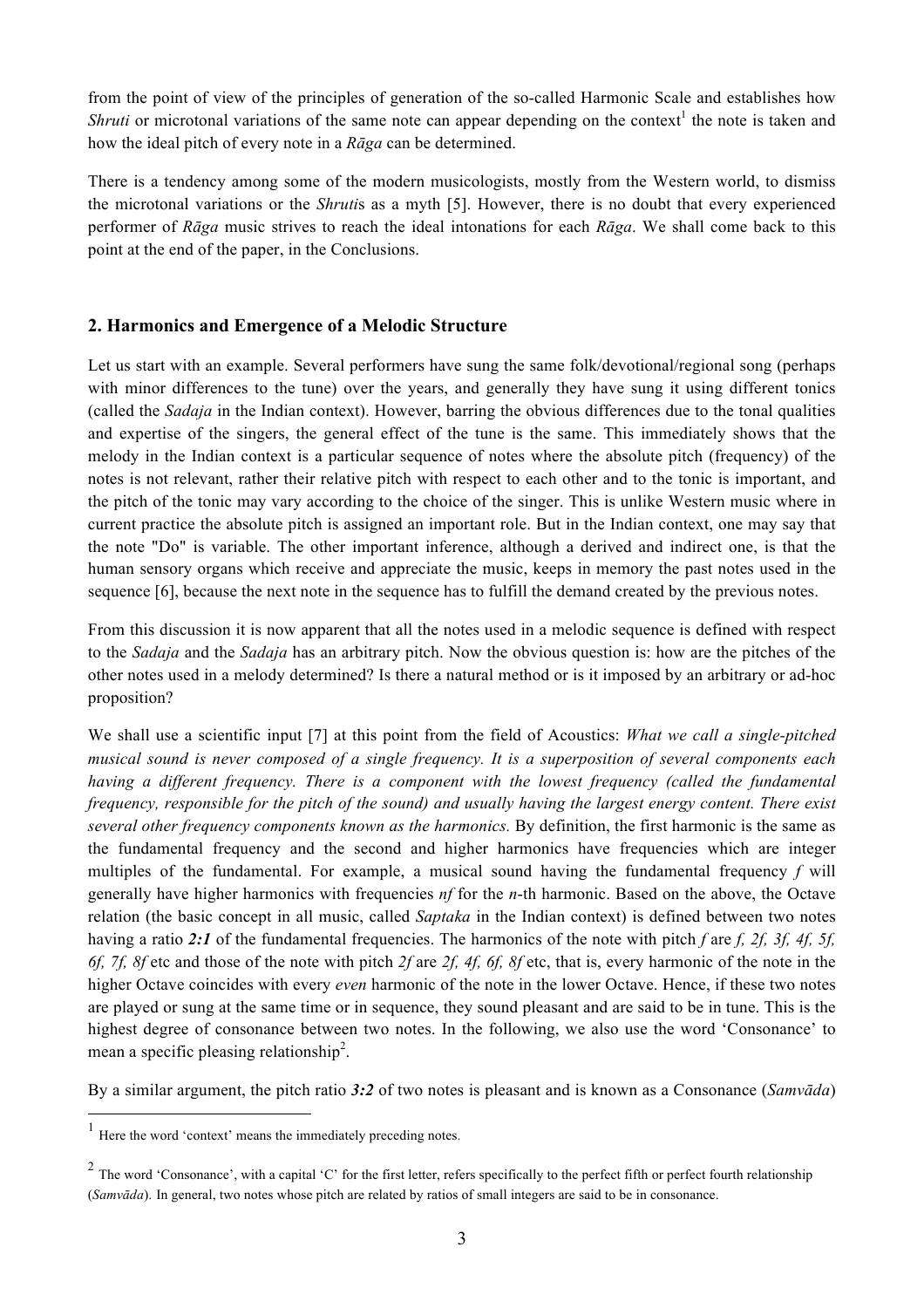from the point of view of the principles of generation of the so-called Harmonic Scale and establishes how *Shruti* or microtonal variations of the same note can appear depending on the context[1] the note is taken and how the ideal pitch of every note in a *Rāga* can be determined.

There is a tendency among some of the modern musicologists, mostly from the Western world, to dismiss the microtonal variations or the *Shruti*s as a myth [5]. However, there is no doubt that every experienced performer of *Rāga* music strives to reach the ideal intonations for each *Rāga*. We shall come back to this point at the end of the paper, in the Conclusions.

## 2. Harmonics and Emergence of a Melodic Structure

Let us start with an example. Several performers have sung the same folk/devotional/regional song (perhaps with minor differences to the tune) over the years, and generally they have sung it using different tonics (called the *Sadaja* in the Indian context). However, barring the obvious differences due to the tonal qualities and expertise of the singers, the general effect of the tune is the same. This immediately shows that the melody in the Indian context is a particular sequence of notes where the absolute pitch (frequency) of the notes is not relevant, rather their relative pitch with respect to each other and to the tonic is important, and the pitch of the tonic may vary according to the choice of the singer. This is unlike Western music where in current practice the absolute pitch is assigned an important role. But in the Indian context, one may say that the note "Do" is variable. The other important inference, although a derived and indirect one, is that the human sensory organs which receive and appreciate the music, keeps in memory the past notes used in the sequence [6], because the next note in the sequence has to fulfill the demand created by the previous notes.

From this discussion it is now apparent that all the notes used in a melodic sequence is defined with respect to the *Sadaja* and the *Sadaja* has an arbitrary pitch. Now the obvious question is: how are the pitches of the other notes used in a melody determined? Is there a natural method or is it imposed by an arbitrary or ad-hoc proposition?

We shall use a scientific input [7] at this point from the field of Acoustics: *What we call a single-pitched musical sound is never composed of a single frequency. It is a superposition of several components each having a different frequency. There is a component with the lowest frequency (called the fundamental frequency, responsible for the pitch of the sound) and usually having the largest energy content. There exist several other frequency components known as the harmonics.* By definition, the first harmonic is the same as the fundamental frequency and the second and higher harmonics have frequencies which are integer multiples of the fundamental. For example, a musical sound having the fundamental frequency $f$ will generally have higher harmonics with frequencies $nf$ for the $n$-th harmonic. Based on the above, the Octave relation (the basic concept in all music, called *Saptaka* in the Indian context) is defined between two notes having a ratio ***2:1*** of the fundamental frequencies. The harmonics of the note with pitch $f$ are $f$, $2f$, $3f$, $4f$, $5f$, $6f$, $7f$, $8f$ etc and those of the note with pitch $2f$ are $2f$, $4f$, $6f$, $8f$ etc, that is, every harmonic of the note in the higher Octave coincides with every *even* harmonic of the note in the lower Octave. Hence, if these two notes are played or sung at the same time or in sequence, they sound pleasant and are said to be in tune. This is the highest degree of consonance between two notes. In the following, we also use the word 'Consonance' to mean a specific pleasing relationship[2].

By a similar argument, the pitch ratio ***3:2*** of two notes is pleasant and is known as a Consonance (*Samvāda*)

---

[1] Here the word 'context' means the immediately preceding notes.

[2] The word 'Consonance', with a capital 'C' for the first letter, refers specifically to the perfect fifth or perfect fourth relationship (*Samvāda*). In general, two notes whose pitch are related by ratios of small integers are said to be in consonance.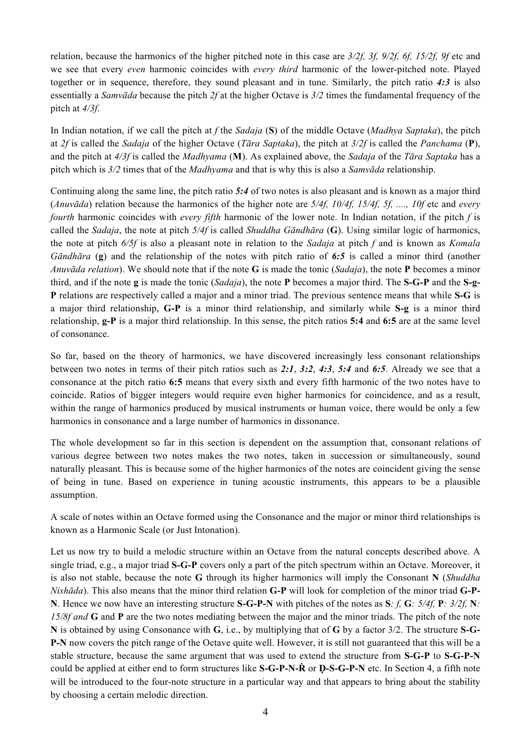relation, because the harmonics of the higher pitched note in this case are *3/2f, 3f, 9/2f, 6f, 15/2f, 9f* etc and we see that every *even* harmonic coincides with *every third* harmonic of the lower-pitched note. Played together or in sequence, therefore, they sound pleasant and in tune. Similarly, the pitch ratio ***4:3*** is also essentially a *Samvāda* because the pitch *2f* at the higher Octave is *3/2* times the fundamental frequency of the pitch at *4/3f*.

In Indian notation, if we call the pitch at *f* the *Sadaja* (**S**) of the middle Octave (*Madhya Saptaka*), the pitch at *2f* is called the *Sadaja* of the higher Octave (*Tāra Saptaka*), the pitch at *3/2f* is called the *Panchama* (**P**), and the pitch at *4/3f* is called the *Madhyama* (**M**). As explained above, the *Sadaja* of the *Tāra Saptaka* has a pitch which is *3/2* times that of the *Madhyama* and that is why this is also a *Samvāda* relationship.

Continuing along the same line, the pitch ratio ***5:4*** of two notes is also pleasant and is known as a major third (*Anuvāda*) relation because the harmonics of the higher note are *5/4f, 10/4f, 15/4f, 5f, ...., 10f* etc and *every fourth* harmonic coincides with *every fifth* harmonic of the lower note. In Indian notation, if the pitch *f* is called the *Sadaja*, the note at pitch *5/4f* is called *Shuddha Gāndhāra* (**G**). Using similar logic of harmonics, the note at pitch *6/5f* is also a pleasant note in relation to the *Sadaja* at pitch *f* and is known as *Komala Gāndhāra* (**g**) and the relationship of the notes with pitch ratio of ***6:5*** is called a minor third (another *Anuvāda relation*). We should note that if the note **G** is made the tonic (*Sadaja*), the note **P** becomes a minor third, and if the note **g** is made the tonic (*Sadaja*), the note **P** becomes a major third. The **S-G-P** and the **S-g-P** relations are respectively called a major and a minor triad. The previous sentence means that while **S-G** is a major third relationship, **G-P** is a minor third relationship, and similarly while **S-g** is a minor third relationship, **g-P** is a major third relationship. In this sense, the pitch ratios **5:4** and **6:5** are at the same level of consonance.

So far, based on the theory of harmonics, we have discovered increasingly less consonant relationships between two notes in terms of their pitch ratios such as ***2:1***, ***3:2***, ***4:3***, ***5:4*** and ***6:5***. Already we see that a consonance at the pitch ratio **6:5** means that every sixth and every fifth harmonic of the two notes have to coincide. Ratios of bigger integers would require even higher harmonics for coincidence, and as a result, within the range of harmonics produced by musical instruments or human voice, there would be only a few harmonics in consonance and a large number of harmonics in dissonance.

The whole development so far in this section is dependent on the assumption that, consonant relations of various degree between two notes makes the two notes, taken in succession or simultaneously, sound naturally pleasant. This is because some of the higher harmonics of the notes are coincident giving the sense of being in tune. Based on experience in tuning acoustic instruments, this appears to be a plausible assumption.

A scale of notes within an Octave formed using the Consonance and the major or minor third relationships is known as a Harmonic Scale (or Just Intonation).

Let us now try to build a melodic structure within an Octave from the natural concepts described above. A single triad, e.g., a major triad **S-G-P** covers only a part of the pitch spectrum within an Octave. Moreover, it is also not stable, because the note **G** through its higher harmonics will imply the Consonant **N** (*Shuddha Nishāda*). This also means that the minor third relation **G-P** will look for completion of the minor triad **G-P-N**. Hence we now have an interesting structure **S-G-P-N** with pitches of the notes as **S***: f,* **G***: 5/4f,* **P***: 3/2f,* **N***: 15/8f and* **G** and **P** are the two notes mediating between the major and the minor triads. The pitch of the note **N** is obtained by using Consonance with **G**, i.e., by multiplying that of **G** by a factor 3/2. The structure **S-G-P-N** now covers the pitch range of the Octave quite well. However, it is still not guaranteed that this will be a stable structure, because the same argument that was used to extend the structure from **S-G-P** to **S-G-P-N** could be applied at either end to form structures like **S-G-P-N-Ṙ** or **Ḍ-S-G-P-N** etc. In Section 4, a fifth note will be introduced to the four-note structure in a particular way and that appears to bring about the stability by choosing a certain melodic direction.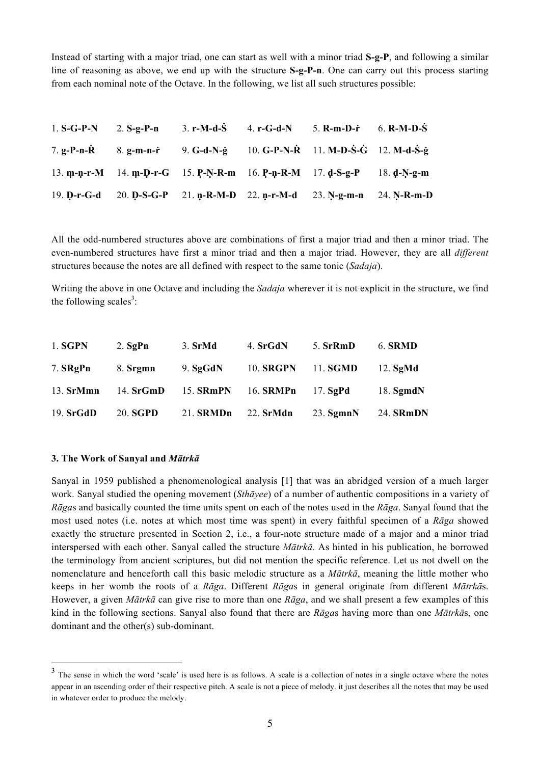Instead of starting with a major triad, one can start as well with a minor triad **S-g-P**, and following a similar line of reasoning as above, we end up with the structure **S-g-P-n**. One can carry out this process starting from each nominal note of the Octave. In the following, we list all such structures possible:

| | | | | | |
|---|---|---|---|---|---|
| 1. **S-G-P-N** | 2. **S-g-P-n** | 3. **r-M-d-Ṡ** | 4. **r-G-d-N** | 5. **R-m-D-ṙ** | 6. **R-M-D-Ṡ** |
| 7. **g-P-n-Ṙ** | 8. **g-m-n-ṙ** | 9. **G-d-N-ġ** | 10. **G-P-N-Ṙ** | 11. **M-D-Ṡ-Ġ** | 12. **M-d-Ṡ-ġ** |
| 13. **ṃ-ṇ-r-M** | 14. **ṃ-Ḍ-r-G** | 15. **P̣-Ṇ-R-m** | 16. **P̣-ṇ-R-M** | 17. **ḍ-S-g-P** | 18. **ḍ-Ṇ-g-m** |
| 19. **Ḍ-r-G-d** | 20. **Ḍ-S-G-P** | 21. **ṇ-R-M-D** | 22. **ṇ-r-M-d** | 23. **Ṇ-g-m-n** | 24. **Ṇ-R-m-D** |

All the odd-numbered structures above are combinations of first a major triad and then a minor triad. The even-numbered structures have first a minor triad and then a major triad. However, they are all *different* structures because the notes are all defined with respect to the same tonic (*Sadaja*).

Writing the above in one Octave and including the *Sadaja* wherever it is not explicit in the structure, we find the following scales[3]:

| | | | | | |
|---|---|---|---|---|---|
| 1. **SGPN** | 2. **SgPn** | 3. **SrMd** | 4. **SrGdN** | 5. **SrRmD** | 6. **SRMD** |
| 7. **SRgPn** | 8. **Srgmn** | 9. **SgGdN** | 10. **SRGPN** | 11. **SGMD** | 12. **SgMd** |
| 13. **SrMmn** | 14. **SrGmD** | 15. **SRmPN** | 16. **SRMPn** | 17. **SgPd** | 18. **SgmdN** |
| 19. **SrGdD** | 20. **SGPD** | 21. **SRMDn** | 22. **SrMdn** | 23. **SgmnN** | 24. **SRmDN** |

### 3. The Work of Sanyal and *Mātrkā*

Sanyal in 1959 published a phenomenological analysis [1] that was an abridged version of a much larger work. Sanyal studied the opening movement (*Sthāyee*) of a number of authentic compositions in a variety of *Rāga*s and basically counted the time units spent on each of the notes used in the *Rāga*. Sanyal found that the most used notes (i.e. notes at which most time was spent) in every faithful specimen of a *Rāga* showed exactly the structure presented in Section 2, i.e., a four-note structure made of a major and a minor triad interspersed with each other. Sanyal called the structure *Mātrkā*. As hinted in his publication, he borrowed the terminology from ancient scriptures, but did not mention the specific reference. Let us not dwell on the nomenclature and henceforth call this basic melodic structure as a *Mātrkā*, meaning the little mother who keeps in her womb the roots of a *Rāga*. Different *Rāga*s in general originate from different *Mātrkā*s. However, a given *Mātrkā* can give rise to more than one *Rāga*, and we shall present a few examples of this kind in the following sections. Sanyal also found that there are *Rāga*s having more than one *Mātrkā*s, one dominant and the other(s) sub-dominant.

---

[3] The sense in which the word 'scale' is used here is as follows. A scale is a collection of notes in a single octave where the notes appear in an ascending order of their respective pitch. A scale is not a piece of melody. it just describes all the notes that may be used in whatever order to produce the melody.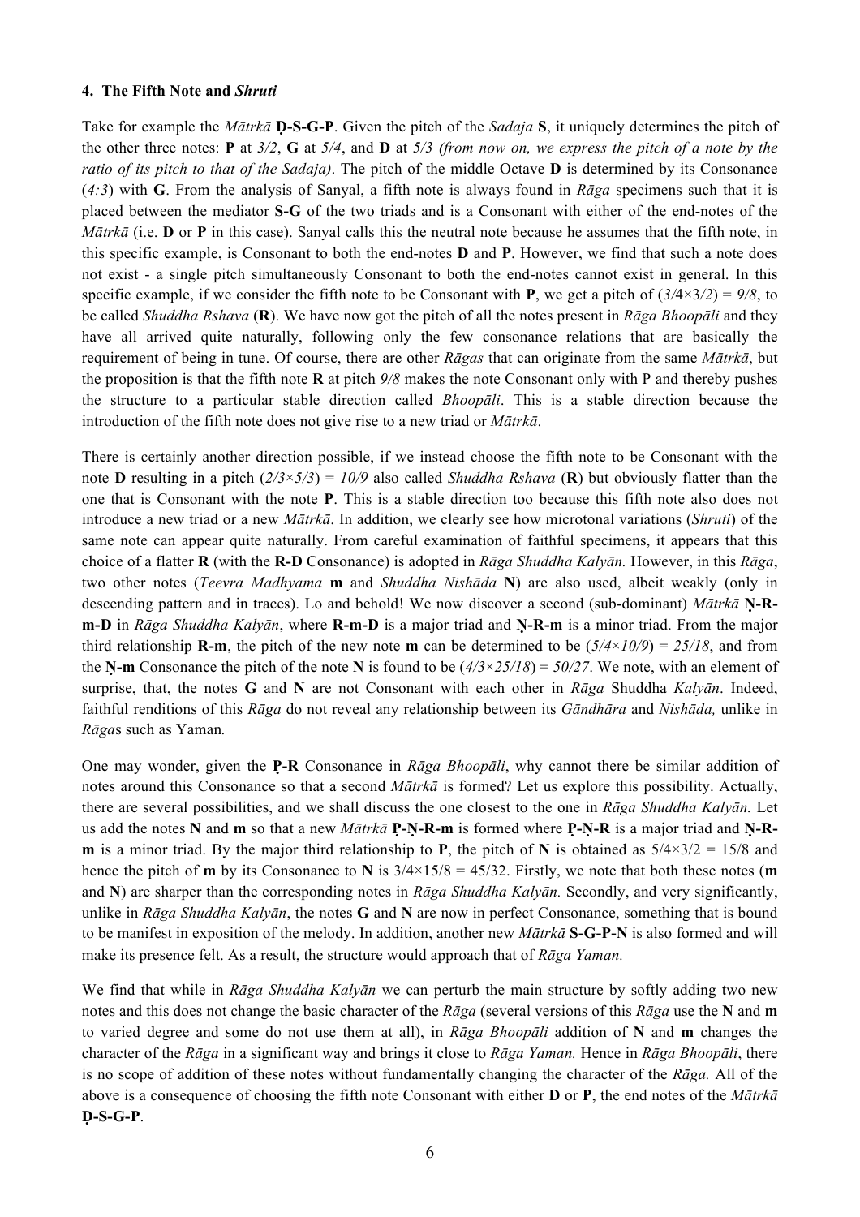#### 4. The Fifth Note and *Shruti*

Take for example the *Mātrkā* **Ḍ-S-G-P**. Given the pitch of the *Sadaja* **S**, it uniquely determines the pitch of the other three notes: **P** at *3/2*, **G** at *5/4*, and **D** at *5/3 (from now on, we express the pitch of a note by the ratio of its pitch to that of the Sadaja)*. The pitch of the middle Octave **D** is determined by its Consonance (*4:3*) with **G**. From the analysis of Sanyal, a fifth note is always found in *Rāga* specimens such that it is placed between the mediator **S-G** of the two triads and is a Consonant with either of the end-notes of the *Mātrkā* (i.e. **D** or **P** in this case). Sanyal calls this the neutral note because he assumes that the fifth note, in this specific example, is Consonant to both the end-notes **D** and **P**. However, we find that such a note does not exist - a single pitch simultaneously Consonant to both the end-notes cannot exist in general. In this specific example, if we consider the fifth note to be Consonant with **P**, we get a pitch of ($3/4\times3/2$) = *9/8*, to be called *Shuddha Rshava* (**R**). We have now got the pitch of all the notes present in *Rāga Bhoopāli* and they have all arrived quite naturally, following only the few consonance relations that are basically the requirement of being in tune. Of course, there are other *Rāgas* that can originate from the same *Mātrkā*, but the proposition is that the fifth note **R** at pitch *9/8* makes the note Consonant only with P and thereby pushes the structure to a particular stable direction called *Bhoopāli*. This is a stable direction because the introduction of the fifth note does not give rise to a new triad or *Mātrkā*.

There is certainly another direction possible, if we instead choose the fifth note to be Consonant with the note **D** resulting in a pitch ($2/3\times5/3$) = *10/9* also called *Shuddha Rshava* (**R**) but obviously flatter than the one that is Consonant with the note **P**. This is a stable direction too because this fifth note also does not introduce a new triad or a new *Mātrkā*. In addition, we clearly see how microtonal variations (*Shruti*) of the same note can appear quite naturally. From careful examination of faithful specimens, it appears that this choice of a flatter **R** (with the **R-D** Consonance) is adopted in *Rāga Shuddha Kalyān.* However, in this *Rāga*, two other notes (*Teevra Madhyama* **m** and *Shuddha Nishāda* **N**) are also used, albeit weakly (only in descending pattern and in traces). Lo and behold! We now discover a second (sub-dominant) *Mātrkā* **Ṇ-R-m-D** in *Rāga Shuddha Kalyān*, where **R-m-D** is a major triad and **Ṇ-R-m** is a minor triad. From the major third relationship **R-m**, the pitch of the new note **m** can be determined to be ($5/4\times10/9$) = *25/18*, and from the **Ṇ-m** Consonance the pitch of the note **N** is found to be ($4/3\times25/18$) = *50/27*. We note, with an element of surprise, that, the notes **G** and **N** are not Consonant with each other in *Rāga* Shuddha *Kalyān*. Indeed, faithful renditions of this *Rāga* do not reveal any relationship between its *Gāndhāra* and *Nishāda,* unlike in *Rāga*s such as Yaman*.*

One may wonder, given the **P̣-R** Consonance in *Rāga Bhoopāli*, why cannot there be similar addition of notes around this Consonance so that a second *Mātrkā* is formed? Let us explore this possibility. Actually, there are several possibilities, and we shall discuss the one closest to the one in *Rāga Shuddha Kalyān.* Let us add the notes **N** and **m** so that a new *Mātrkā* **P̣-Ṇ-R-m** is formed where **P̣-Ṇ-R** is a major triad and **Ṇ-R-m** is a minor triad. By the major third relationship to **P**, the pitch of **N** is obtained as $5/4\times3/2 = 15/8$ and hence the pitch of **m** by its Consonance to **N** is $3/4\times15/8 = 45/32$. Firstly, we note that both these notes (**m** and **N**) are sharper than the corresponding notes in *Rāga Shuddha Kalyān.* Secondly, and very significantly, unlike in *Rāga Shuddha Kalyān*, the notes **G** and **N** are now in perfect Consonance, something that is bound to be manifest in exposition of the melody. In addition, another new *Mātrkā* **S-G-P-N** is also formed and will make its presence felt. As a result, the structure would approach that of *Rāga Yaman.*

We find that while in *Rāga Shuddha Kalyān* we can perturb the main structure by softly adding two new notes and this does not change the basic character of the *Rāga* (several versions of this *Rāga* use the **N** and **m** to varied degree and some do not use them at all), in *Rāga Bhoopāli* addition of **N** and **m** changes the character of the *Rāga* in a significant way and brings it close to *Rāga Yaman.* Hence in *Rāga Bhoopāli*, there is no scope of addition of these notes without fundamentally changing the character of the *Rāga.* All of the above is a consequence of choosing the fifth note Consonant with either **D** or **P**, the end notes of the *Mātrkā* **Ḍ-S-G-P**.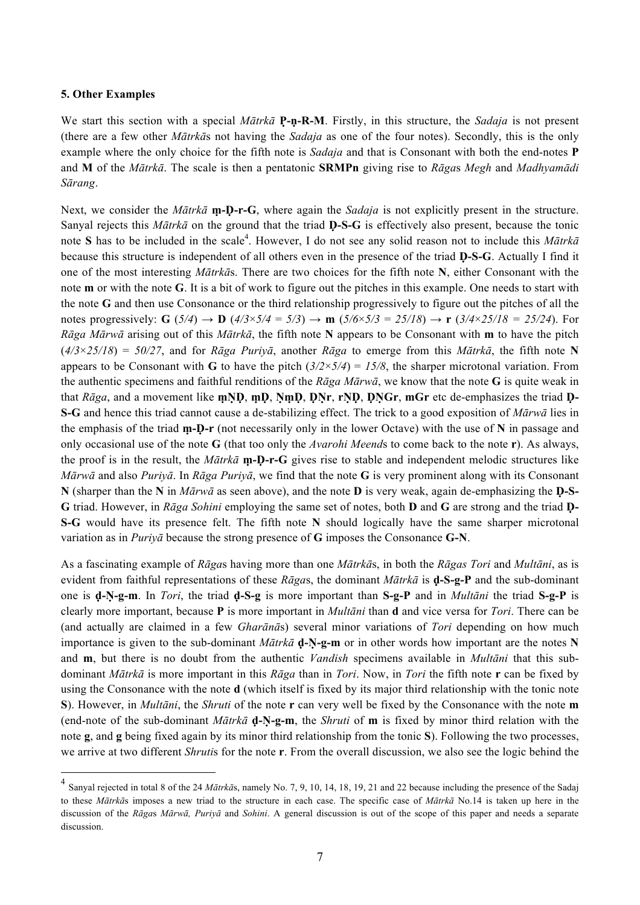### 5. Other Examples

We start this section with a special *Mātrkā* **P̣-ṇ-R-M**. Firstly, in this structure, the *Sadaja* is not present (there are a few other *Mātrkā*s not having the *Sadaja* as one of the four notes). Secondly, this is the only example where the only choice for the fifth note is *Sadaja* and that is Consonant with both the end-notes **P** and **M** of the *Mātrkā*. The scale is then a pentatonic **SRMPn** giving rise to *Rāga*s *Megh* and *Madhyamādi Sārang*.

Next, we consider the *Mātrkā* **ṃ-Ḍ-r-G**, where again the *Sadaja* is not explicitly present in the structure. Sanyal rejects this *Mātrkā* on the ground that the triad **Ḍ-S-G** is effectively also present, because the tonic note **S** has to be included in the scale[4]. However, I do not see any solid reason not to include this *Mātrkā* because this structure is independent of all others even in the presence of the triad **Ḍ-S-G**. Actually I find it one of the most interesting *Mātrkā*s. There are two choices for the fifth note **N**, either Consonant with the note **m** or with the note **G**. It is a bit of work to figure out the pitches in this example. One needs to start with the note **G** and then use Consonance or the third relationship progressively to figure out the pitches of all the notes progressively: **G** ($5/4$) → **D** ($4/3\times5/4 = 5/3$) → **m** ($5/6\times5/3 = 25/18$) → **r** ($3/4\times25/18 = 25/24$). For *Rāga Mārwā* arising out of this *Mātrkā*, the fifth note **N** appears to be Consonant with **m** to have the pitch ($4/3\times25/18$) = $50/27$, and for *Rāga Puriyā*, another *Rāga* to emerge from this *Mātrkā*, the fifth note **N** appears to be Consonant with **G** to have the pitch ($3/2\times5/4$) = $15/8$, the sharper microtonal variation. From the authentic specimens and faithful renditions of the *Rāga Mārwā*, we know that the note **G** is quite weak in that *Rāga*, and a movement like **ṃṆḌ**, **ṃḌ**, **ṆṃḌ**, **ḌṆr**, **rṆḌ**, **ḌṆGr**, **mGr** etc de-emphasizes the triad **Ḍ-S-G** and hence this triad cannot cause a de-stabilizing effect. The trick to a good exposition of *Mārwā* lies in the emphasis of the triad **ṃ-Ḍ-r** (not necessarily only in the lower Octave) with the use of **N** in passage and only occasional use of the note **G** (that too only the *Avarohi Meend*s to come back to the note **r**). As always, the proof is in the result, the *Mātrkā* **ṃ-Ḍ-r-G** gives rise to stable and independent melodic structures like *Mārwā* and also *Puriyā*. In *Rāga Puriyā*, we find that the note **G** is very prominent along with its Consonant **N** (sharper than the **N** in *Mārwā* as seen above), and the note **D** is very weak, again de-emphasizing the **Ḍ-S-G** triad. However, in *Rāga Sohini* employing the same set of notes, both **D** and **G** are strong and the triad **Ḍ-S-G** would have its presence felt. The fifth note **N** should logically have the same sharper microtonal variation as in *Puriyā* because the strong presence of **G** imposes the Consonance **G-N**.

As a fascinating example of *Rāga*s having more than one *Mātrkā*s, in both the *Rāgas Tori* and *Multāni*, as is evident from faithful representations of these *Rāga*s, the dominant *Mātrkā* is **ḍ-S-g-P** and the sub-dominant one is **ḍ-Ṇ-g-m**. In *Tori*, the triad **ḍ-S-g** is more important than **S-g-P** and in *Multāni* the triad **S-g-P** is clearly more important, because **P** is more important in *Multāni* than **d** and vice versa for *Tori*. There can be (and actually are claimed in a few *Gharānā*s) several minor variations of *Tori* depending on how much importance is given to the sub-dominant *Mātrkā* **ḍ-Ṇ-g-m** or in other words how important are the notes **N** and **m**, but there is no doubt from the authentic *Vandish* specimens available in *Multāni* that this sub-dominant *Mātrkā* is more important in this *Rāga* than in *Tori*. Now, in *Tori* the fifth note **r** can be fixed by using the Consonance with the note **d** (which itself is fixed by its major third relationship with the tonic note **S**). However, in *Multāni*, the *Shruti* of the note **r** can very well be fixed by the Consonance with the note **m** (end-note of the sub-dominant *Mātrkā* **ḍ-Ṇ-g-m**, the *Shruti* of **m** is fixed by minor third relation with the note **g**, and **g** being fixed again by its minor third relationship from the tonic **S**). Following the two processes, we arrive at two different *Shruti*s for the note **r**. From the overall discussion, we also see the logic behind the

---

[4] Sanyal rejected in total 8 of the 24 *Mātrkā*s, namely No. 7, 9, 10, 14, 18, 19, 21 and 22 because including the presence of the Sadaj to these *Mātrkā*s imposes a new triad to the structure in each case. The specific case of *Mātrkā* No.14 is taken up here in the discussion of the *Rāga*s *Mārwā, Puriyā* and *Sohini*. A general discussion is out of the scope of this paper and needs a separate discussion.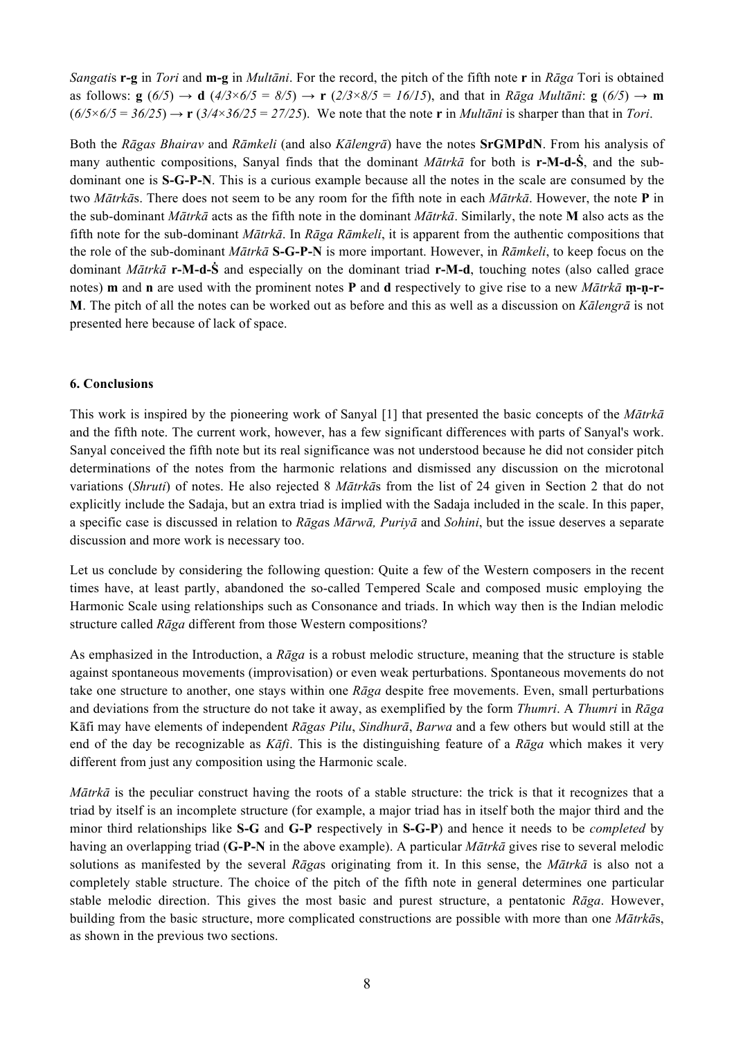*Sangati*s **r-g** in *Tori* and **m-g** in *Multāni*. For the record, the pitch of the fifth note **r** in *Rāga* Tori is obtained as follows: **g** (*6/5*) → **d** (*4/3×6/5 = 8/5*) → **r** (*2/3×8/5 = 16/15*), and that in *Rāga Multāni*: **g** (*6/5*) → **m** (*6/5×6/5 = 36/25*) → **r** (*3/4×36/25 = 27/25*). We note that the note **r** in *Multāni* is sharper than that in *Tori*.

Both the *Rāgas Bhairav* and *Rāmkeli* (and also *Kālengrā*) have the notes **SrGMPdN**. From his analysis of many authentic compositions, Sanyal finds that the dominant *Mātrkā* for both is **r-M-d-Ṡ**, and the sub-dominant one is **S-G-P-N**. This is a curious example because all the notes in the scale are consumed by the two *Mātrkā*s. There does not seem to be any room for the fifth note in each *Mātrkā*. However, the note **P** in the sub-dominant *Mātrkā* acts as the fifth note in the dominant *Mātrkā*. Similarly, the note **M** also acts as the fifth note for the sub-dominant *Mātrkā*. In *Rāga Rāmkeli*, it is apparent from the authentic compositions that the role of the sub-dominant *Mātrkā* **S-G-P-N** is more important. However, in *Rāmkeli*, to keep focus on the dominant *Mātrkā* **r-M-d-Ṡ** and especially on the dominant triad **r-M-d**, touching notes (also called grace notes) **m** and **n** are used with the prominent notes **P** and **d** respectively to give rise to a new *Mātrkā* **ṃ-ṇ-r-M**. The pitch of all the notes can be worked out as before and this as well as a discussion on *Kālengrā* is not presented here because of lack of space.

## 6. Conclusions

This work is inspired by the pioneering work of Sanyal [1] that presented the basic concepts of the *Mātrkā* and the fifth note. The current work, however, has a few significant differences with parts of Sanyal's work. Sanyal conceived the fifth note but its real significance was not understood because he did not consider pitch determinations of the notes from the harmonic relations and dismissed any discussion on the microtonal variations (*Shruti*) of notes. He also rejected 8 *Mātrkā*s from the list of 24 given in Section 2 that do not explicitly include the Sadaja, but an extra triad is implied with the Sadaja included in the scale. In this paper, a specific case is discussed in relation to *Rāga*s *Mārwā, Puriyā* and *Sohini*, but the issue deserves a separate discussion and more work is necessary too.

Let us conclude by considering the following question: Quite a few of the Western composers in the recent times have, at least partly, abandoned the so-called Tempered Scale and composed music employing the Harmonic Scale using relationships such as Consonance and triads. In which way then is the Indian melodic structure called *Rāga* different from those Western compositions?

As emphasized in the Introduction, a *Rāga* is a robust melodic structure, meaning that the structure is stable against spontaneous movements (improvisation) or even weak perturbations. Spontaneous movements do not take one structure to another, one stays within one *Rāga* despite free movements. Even, small perturbations and deviations from the structure do not take it away, as exemplified by the form *Thumri*. A *Thumri* in *Rāga* Kāfi may have elements of independent *Rāgas Pilu*, *Sindhurā*, *Barwa* and a few others but would still at the end of the day be recognizable as *Kāfi*. This is the distinguishing feature of a *Rāga* which makes it very different from just any composition using the Harmonic scale.

*Mātrkā* is the peculiar construct having the roots of a stable structure: the trick is that it recognizes that a triad by itself is an incomplete structure (for example, a major triad has in itself both the major third and the minor third relationships like **S-G** and **G-P** respectively in **S-G-P**) and hence it needs to be *completed* by having an overlapping triad (**G-P-N** in the above example). A particular *Mātrkā* gives rise to several melodic solutions as manifested by the several *Rāga*s originating from it. In this sense, the *Mātrkā* is also not a completely stable structure. The choice of the pitch of the fifth note in general determines one particular stable melodic direction. This gives the most basic and purest structure, a pentatonic *Rāga*. However, building from the basic structure, more complicated constructions are possible with more than one *Mātrkā*s, as shown in the previous two sections.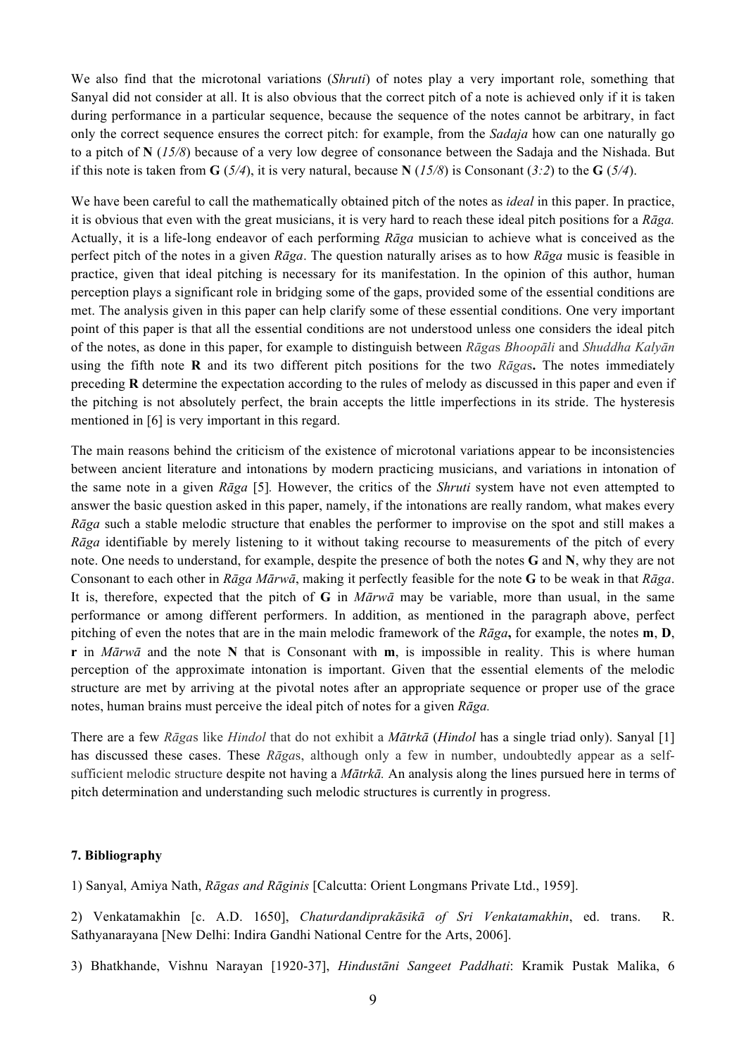We also find that the microtonal variations (*Shruti*) of notes play a very important role, something that Sanyal did not consider at all. It is also obvious that the correct pitch of a note is achieved only if it is taken during performance in a particular sequence, because the sequence of the notes cannot be arbitrary, in fact only the correct sequence ensures the correct pitch: for example, from the *Sadaja* how can one naturally go to a pitch of **N** (*15/8*) because of a very low degree of consonance between the Sadaja and the Nishada. But if this note is taken from **G** (*5/4*), it is very natural, because **N** (*15/8*) is Consonant (*3:2*) to the **G** (*5/4*).

We have been careful to call the mathematically obtained pitch of the notes as *ideal* in this paper. In practice, it is obvious that even with the great musicians, it is very hard to reach these ideal pitch positions for a *Rāga.* Actually, it is a life-long endeavor of each performing *Rāga* musician to achieve what is conceived as the perfect pitch of the notes in a given *Rāga*. The question naturally arises as to how *Rāga* music is feasible in practice, given that ideal pitching is necessary for its manifestation. In the opinion of this author, human perception plays a significant role in bridging some of the gaps, provided some of the essential conditions are met. The analysis given in this paper can help clarify some of these essential conditions. One very important point of this paper is that all the essential conditions are not understood unless one considers the ideal pitch of the notes, as done in this paper, for example to distinguish between *Rāga*s *Bhoopāli* and *Shuddha Kalyān* using the fifth note **R** and its two different pitch positions for the two *Rāga*s**.** The notes immediately preceding **R** determine the expectation according to the rules of melody as discussed in this paper and even if the pitching is not absolutely perfect, the brain accepts the little imperfections in its stride. The hysteresis mentioned in [6] is very important in this regard.

The main reasons behind the criticism of the existence of microtonal variations appear to be inconsistencies between ancient literature and intonations by modern practicing musicians, and variations in intonation of the same note in a given *Rāga* [5]*.* However, the critics of the *Shruti* system have not even attempted to answer the basic question asked in this paper, namely, if the intonations are really random, what makes every *Rāga* such a stable melodic structure that enables the performer to improvise on the spot and still makes a *Rāga* identifiable by merely listening to it without taking recourse to measurements of the pitch of every note. One needs to understand, for example, despite the presence of both the notes **G** and **N**, why they are not Consonant to each other in *Rāga Mārwā*, making it perfectly feasible for the note **G** to be weak in that *Rāga*. It is, therefore, expected that the pitch of **G** in *Mārwā* may be variable, more than usual, in the same performance or among different performers. In addition, as mentioned in the paragraph above, perfect pitching of even the notes that are in the main melodic framework of the *Rāga***,** for example, the notes **m**, **D**, **r** in *Mārwā* and the note **N** that is Consonant with **m**, is impossible in reality. This is where human perception of the approximate intonation is important. Given that the essential elements of the melodic structure are met by arriving at the pivotal notes after an appropriate sequence or proper use of the grace notes, human brains must perceive the ideal pitch of notes for a given *Rāga.*

There are a few *Rāga*s like *Hindol* that do not exhibit a *Mātrkā* (*Hindol* has a single triad only). Sanyal [1] has discussed these cases. These *Rāga*s, although only a few in number, undoubtedly appear as a self-sufficient melodic structure despite not having a *Mātrkā.* An analysis along the lines pursued here in terms of pitch determination and understanding such melodic structures is currently in progress.

## 7. Bibliography

1) Sanyal, Amiya Nath, *Rāgas and Rāginis* [Calcutta: Orient Longmans Private Ltd., 1959].

2) Venkatamakhin [c. A.D. 1650], *Chaturdandiprakāsikā of Sri Venkatamakhin*, ed. trans. R. Sathyanarayana [New Delhi: Indira Gandhi National Centre for the Arts, 2006].

3) Bhatkhande, Vishnu Narayan [1920-37], *Hindustāni Sangeet Paddhati*: Kramik Pustak Malika, 6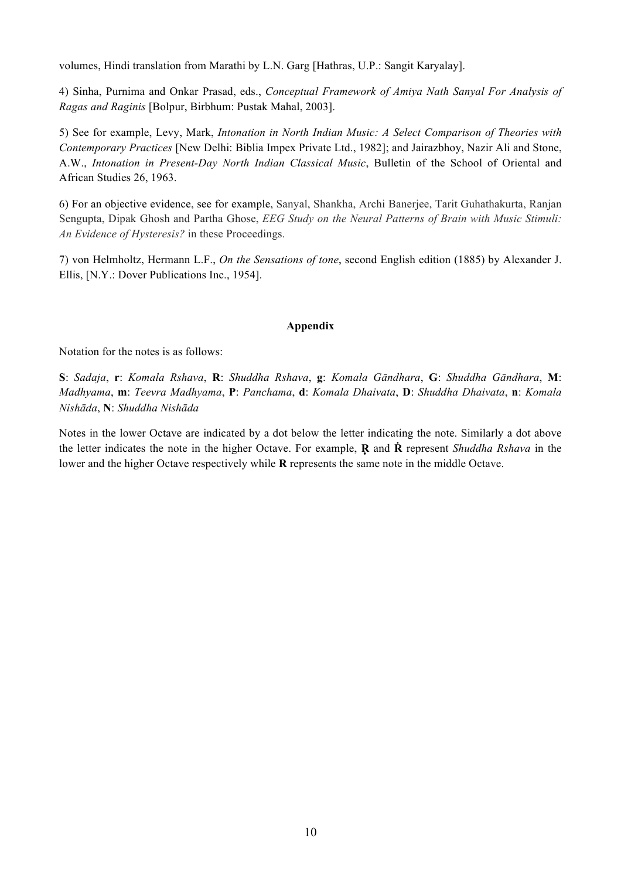volumes, Hindi translation from Marathi by L.N. Garg [Hathras, U.P.: Sangit Karyalay].

4) Sinha, Purnima and Onkar Prasad, eds., *Conceptual Framework of Amiya Nath Sanyal For Analysis of Ragas and Raginis* [Bolpur, Birbhum: Pustak Mahal, 2003].

5) See for example, Levy, Mark, *Intonation in North Indian Music: A Select Comparison of Theories with Contemporary Practices* [New Delhi: Biblia Impex Private Ltd., 1982]; and Jairazbhoy, Nazir Ali and Stone, A.W., *Intonation in Present-Day North Indian Classical Music*, Bulletin of the School of Oriental and African Studies 26, 1963.

6) For an objective evidence, see for example, Sanyal, Shankha, Archi Banerjee, Tarit Guhathakurta, Ranjan Sengupta, Dipak Ghosh and Partha Ghose, *EEG Study on the Neural Patterns of Brain with Music Stimuli: An Evidence of Hysteresis?* in these Proceedings.

7) von Helmholtz, Hermann L.F., *On the Sensations of tone*, second English edition (1885) by Alexander J. Ellis, [N.Y.: Dover Publications Inc., 1954].

## Appendix

Notation for the notes is as follows:

**S**: *Sadaja*, **r**: *Komala Rshava*, **R**: *Shuddha Rshava*, **g**: *Komala Gāndhara*, **G**: *Shuddha Gāndhara*, **M**: *Madhyama*, **m**: *Teevra Madhyama*, **P**: *Panchama*, **d**: *Komala Dhaivata*, **D**: *Shuddha Dhaivata*, **n**: *Komala Nishāda*, **N**: *Shuddha Nishāda*

Notes in the lower Octave are indicated by a dot below the letter indicating the note. Similarly a dot above the letter indicates the note in the higher Octave. For example, **Ṛ** and **Ṙ** represent *Shuddha Rshava* in the lower and the higher Octave respectively while **R** represents the same note in the middle Octave.